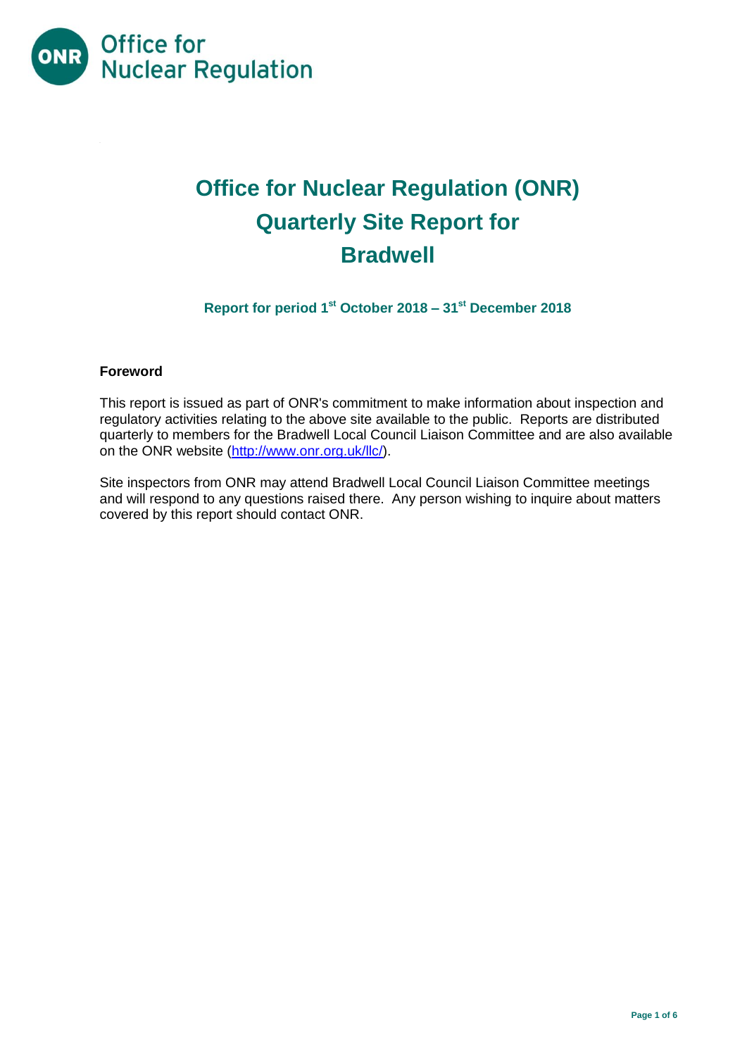Office for Nuclear Regulation

# Office for Nuclear Regulation (ONR) Quarterly Site Report for Bradwell

### Report for period 1st October 2018 – 31st December 2018

**Foreword**

This report is issued as part of ONR's commitment to make information about inspection and regulatory activities relating to the above site available to the public. Reports are distributed quarterly to members for the Bradwell Local Council Liaison Committee and are also available on the ONR website (http://www.onr.org.uk/llc/).

Site inspectors from ONR may attend Bradwell Local Council Liaison Committee meetings and will respond to any questions raised there. Any person wishing to inquire about matters covered by this report should contact ONR.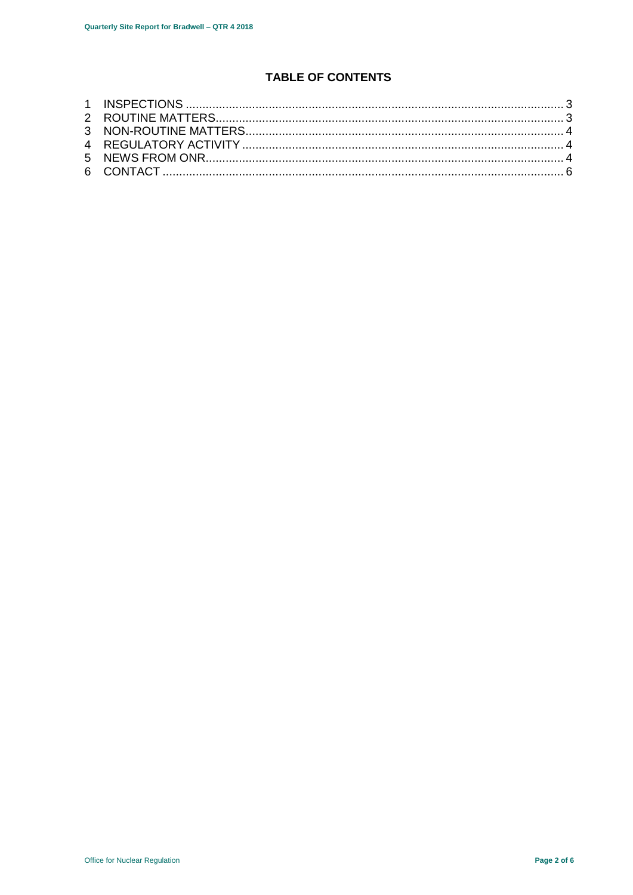# TABLE OF CONTENTS

1 INSPECTIONS ........................................................................................................................ 3
2 ROUTINE MATTERS ............................................................................................................... 3
3 NON-ROUTINE MATTERS ....................................................................................................... 4
4 REGULATORY ACTIVITY ........................................................................................................ 4
5 NEWS FROM ONR .................................................................................................................. 4
6 CONTACT ............................................................................................................................... 6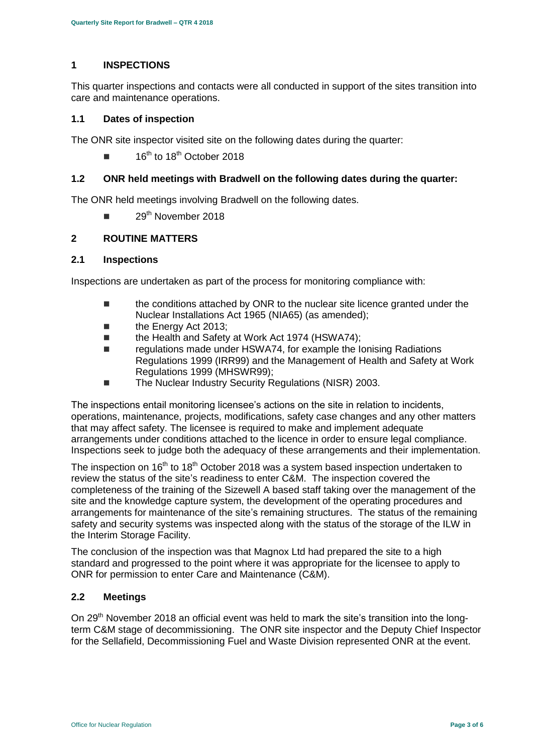## 1 INSPECTIONS

This quarter inspections and contacts were all conducted in support of the sites transition into care and maintenance operations.

### 1.1 Dates of inspection

The ONR site inspector visited site on the following dates during the quarter:

- 16th to 18th October 2018

### 1.2 ONR held meetings with Bradwell on the following dates during the quarter:

The ONR held meetings involving Bradwell on the following dates.

- 29th November 2018

## 2 ROUTINE MATTERS

### 2.1 Inspections

Inspections are undertaken as part of the process for monitoring compliance with:

- the conditions attached by ONR to the nuclear site licence granted under the Nuclear Installations Act 1965 (NIA65) (as amended);
- the Energy Act 2013;
- the Health and Safety at Work Act 1974 (HSWA74);
- regulations made under HSWA74, for example the Ionising Radiations Regulations 1999 (IRR99) and the Management of Health and Safety at Work Regulations 1999 (MHSWR99);
- The Nuclear Industry Security Regulations (NISR) 2003.

The inspections entail monitoring licensee's actions on the site in relation to incidents, operations, maintenance, projects, modifications, safety case changes and any other matters that may affect safety. The licensee is required to make and implement adequate arrangements under conditions attached to the licence in order to ensure legal compliance. Inspections seek to judge both the adequacy of these arrangements and their implementation.

The inspection on 16th to 18th October 2018 was a system based inspection undertaken to review the status of the site's readiness to enter C&M. The inspection covered the completeness of the training of the Sizewell A based staff taking over the management of the site and the knowledge capture system, the development of the operating procedures and arrangements for maintenance of the site's remaining structures. The status of the remaining safety and security systems was inspected along with the status of the storage of the ILW in the Interim Storage Facility.

The conclusion of the inspection was that Magnox Ltd had prepared the site to a high standard and progressed to the point where it was appropriate for the licensee to apply to ONR for permission to enter Care and Maintenance (C&M).

### 2.2 Meetings

On 29th November 2018 an official event was held to mark the site's transition into the long-term C&M stage of decommissioning. The ONR site inspector and the Deputy Chief Inspector for the Sellafield, Decommissioning Fuel and Waste Division represented ONR at the event.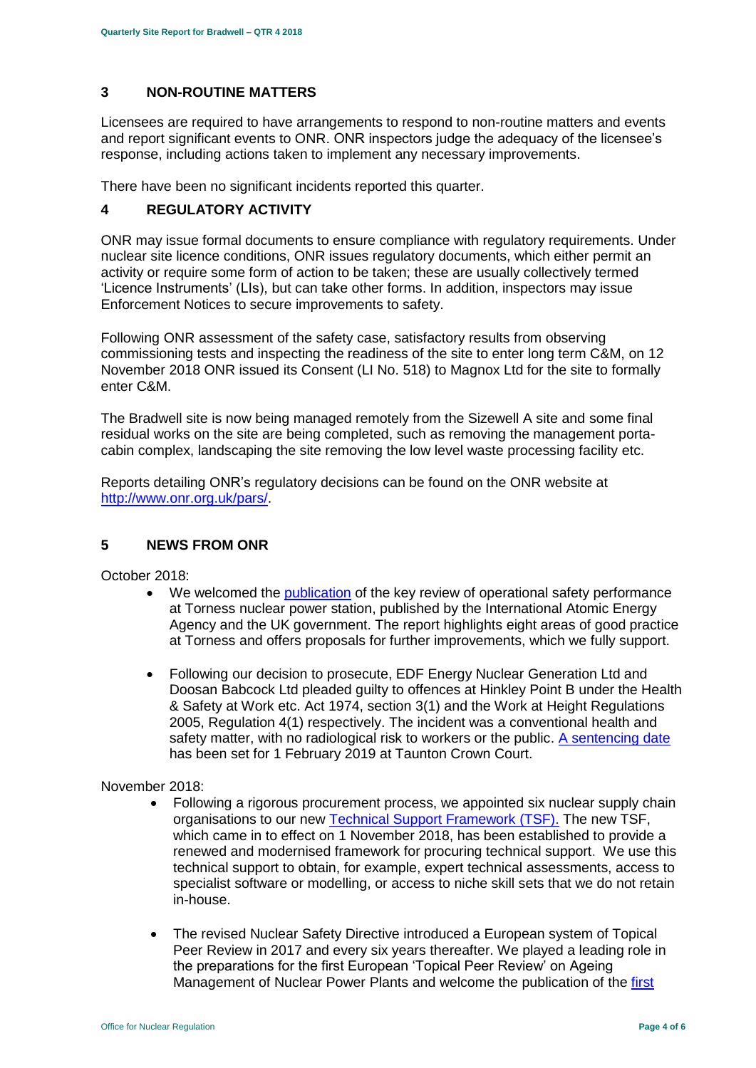## 3 NON-ROUTINE MATTERS

Licensees are required to have arrangements to respond to non-routine matters and events and report significant events to ONR. ONR inspectors judge the adequacy of the licensee's response, including actions taken to implement any necessary improvements.

There have been no significant incidents reported this quarter.

## 4 REGULATORY ACTIVITY

ONR may issue formal documents to ensure compliance with regulatory requirements. Under nuclear site licence conditions, ONR issues regulatory documents, which either permit an activity or require some form of action to be taken; these are usually collectively termed 'Licence Instruments' (LIs), but can take other forms. In addition, inspectors may issue Enforcement Notices to secure improvements to safety.

Following ONR assessment of the safety case, satisfactory results from observing commissioning tests and inspecting the readiness of the site to enter long term C&M, on 12 November 2018 ONR issued its Consent (LI No. 518) to Magnox Ltd for the site to formally enter C&M.

The Bradwell site is now being managed remotely from the Sizewell A site and some final residual works on the site are being completed, such as removing the management porta-cabin complex, landscaping the site removing the low level waste processing facility etc.

Reports detailing ONR's regulatory decisions can be found on the ONR website at http://www.onr.org.uk/pars/.

## 5 NEWS FROM ONR

October 2018:

- We welcomed the publication of the key review of operational safety performance at Torness nuclear power station, published by the International Atomic Energy Agency and the UK government. The report highlights eight areas of good practice at Torness and offers proposals for further improvements, which we fully support.
- Following our decision to prosecute, EDF Energy Nuclear Generation Ltd and Doosan Babcock Ltd pleaded guilty to offences at Hinkley Point B under the Health & Safety at Work etc. Act 1974, section 3(1) and the Work at Height Regulations 2005, Regulation 4(1) respectively. The incident was a conventional health and safety matter, with no radiological risk to workers or the public. A sentencing date has been set for 1 February 2019 at Taunton Crown Court.

November 2018:

- Following a rigorous procurement process, we appointed six nuclear supply chain organisations to our new Technical Support Framework (TSF). The new TSF, which came in to effect on 1 November 2018, has been established to provide a renewed and modernised framework for procuring technical support. We use this technical support to obtain, for example, expert technical assessments, access to specialist software or modelling, or access to niche skill sets that we do not retain in-house.
- The revised Nuclear Safety Directive introduced a European system of Topical Peer Review in 2017 and every six years thereafter. We played a leading role in the preparations for the first European 'Topical Peer Review' on Ageing Management of Nuclear Power Plants and welcome the publication of the first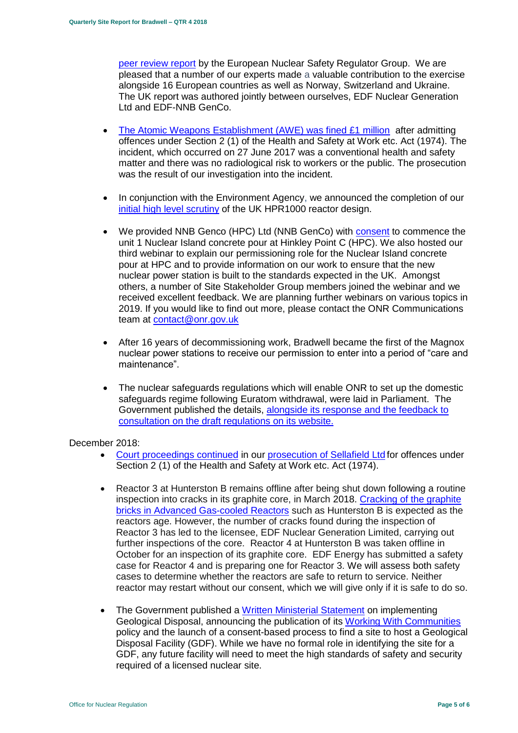peer review report by the European Nuclear Safety Regulator Group. We are pleased that a number of our experts made a valuable contribution to the exercise alongside 16 European countries as well as Norway, Switzerland and Ukraine. The UK report was authored jointly between ourselves, EDF Nuclear Generation Ltd and EDF-NNB GenCo.

- The Atomic Weapons Establishment (AWE) was fined £1 million after admitting offences under Section 2 (1) of the Health and Safety at Work etc. Act (1974). The incident, which occurred on 27 June 2017 was a conventional health and safety matter and there was no radiological risk to workers or the public. The prosecution was the result of our investigation into the incident.

- In conjunction with the Environment Agency, we announced the completion of our initial high level scrutiny of the UK HPR1000 reactor design.

- We provided NNB Genco (HPC) Ltd (NNB GenCo) with consent to commence the unit 1 Nuclear Island concrete pour at Hinkley Point C (HPC). We also hosted our third webinar to explain our permissioning role for the Nuclear Island concrete pour at HPC and to provide information on our work to ensure that the new nuclear power station is built to the standards expected in the UK. Amongst others, a number of Site Stakeholder Group members joined the webinar and we received excellent feedback. We are planning further webinars on various topics in 2019. If you would like to find out more, please contact the ONR Communications team at contact@onr.gov.uk

- After 16 years of decommissioning work, Bradwell became the first of the Magnox nuclear power stations to receive our permission to enter into a period of "care and maintenance".

- The nuclear safeguards regulations which will enable ONR to set up the domestic safeguards regime following Euratom withdrawal, were laid in Parliament. The Government published the details, alongside its response and the feedback to consultation on the draft regulations on its website.

December 2018:

- Court proceedings continued in our prosecution of Sellafield Ltd for offences under Section 2 (1) of the Health and Safety at Work etc. Act (1974).

- Reactor 3 at Hunterston B remains offline after being shut down following a routine inspection into cracks in its graphite core, in March 2018. Cracking of the graphite bricks in Advanced Gas-cooled Reactors such as Hunterston B is expected as the reactors age. However, the number of cracks found during the inspection of Reactor 3 has led to the licensee, EDF Nuclear Generation Limited, carrying out further inspections of the core. Reactor 4 at Hunterston B was taken offline in October for an inspection of its graphite core. EDF Energy has submitted a safety case for Reactor 4 and is preparing one for Reactor 3. We will assess both safety cases to determine whether the reactors are safe to return to service. Neither reactor may restart without our consent, which we will give only if it is safe to do so.

- The Government published a Written Ministerial Statement on implementing Geological Disposal, announcing the publication of its Working With Communities policy and the launch of a consent-based process to find a site to host a Geological Disposal Facility (GDF). While we have no formal role in identifying the site for a GDF, any future facility will need to meet the high standards of safety and security required of a licensed nuclear site.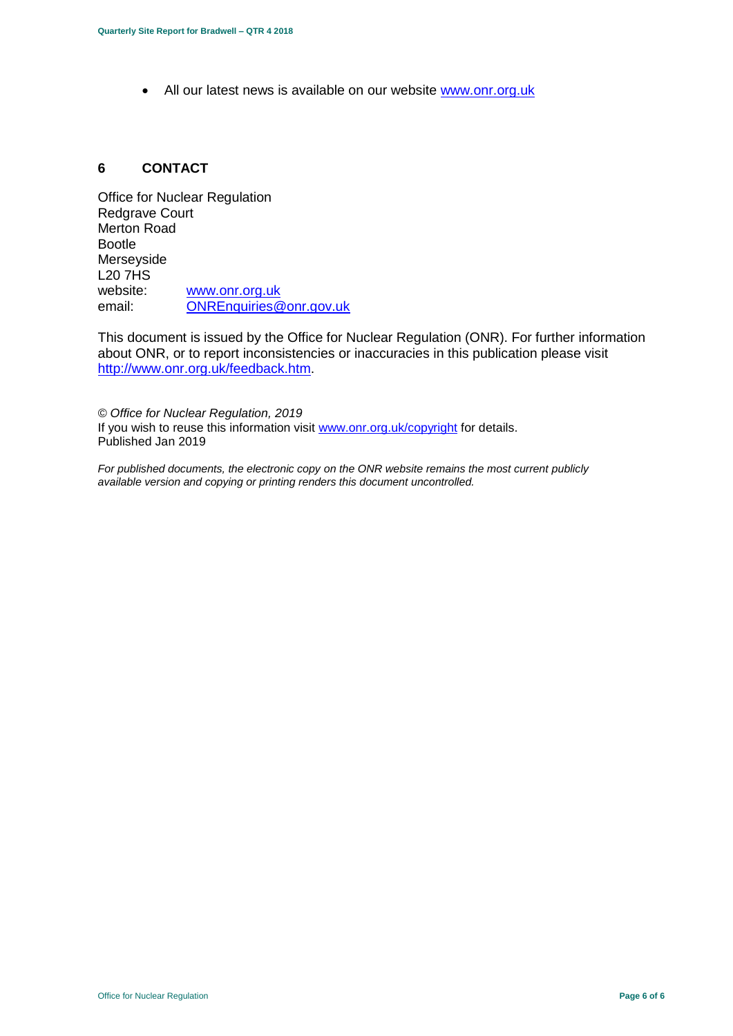- All our latest news is available on our website www.onr.org.uk

## 6 CONTACT

Office for Nuclear Regulation
Redgrave Court
Merton Road
Bootle
Merseyside
L20 7HS
website: www.onr.org.uk
email: ONREnquiries@onr.gov.uk

This document is issued by the Office for Nuclear Regulation (ONR). For further information about ONR, or to report inconsistencies or inaccuracies in this publication please visit http://www.onr.org.uk/feedback.htm.

*© Office for Nuclear Regulation, 2019*
If you wish to reuse this information visit www.onr.org.uk/copyright for details.
Published Jan 2019

*For published documents, the electronic copy on the ONR website remains the most current publicly available version and copying or printing renders this document uncontrolled.*